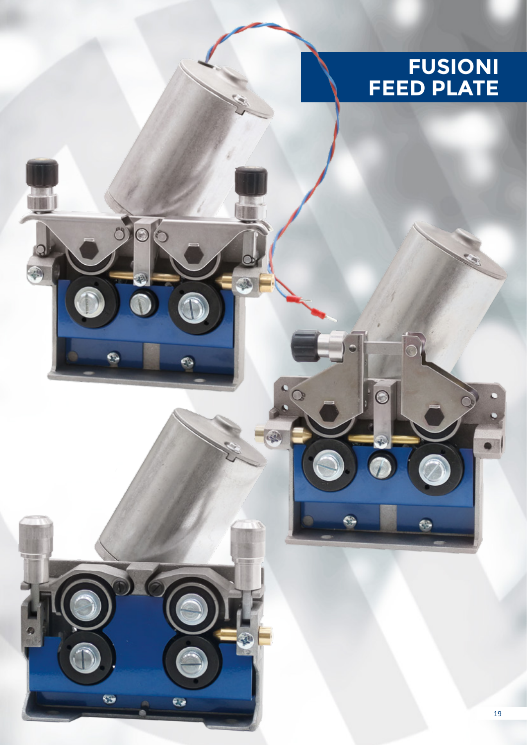# FUSIONI FEED PLATE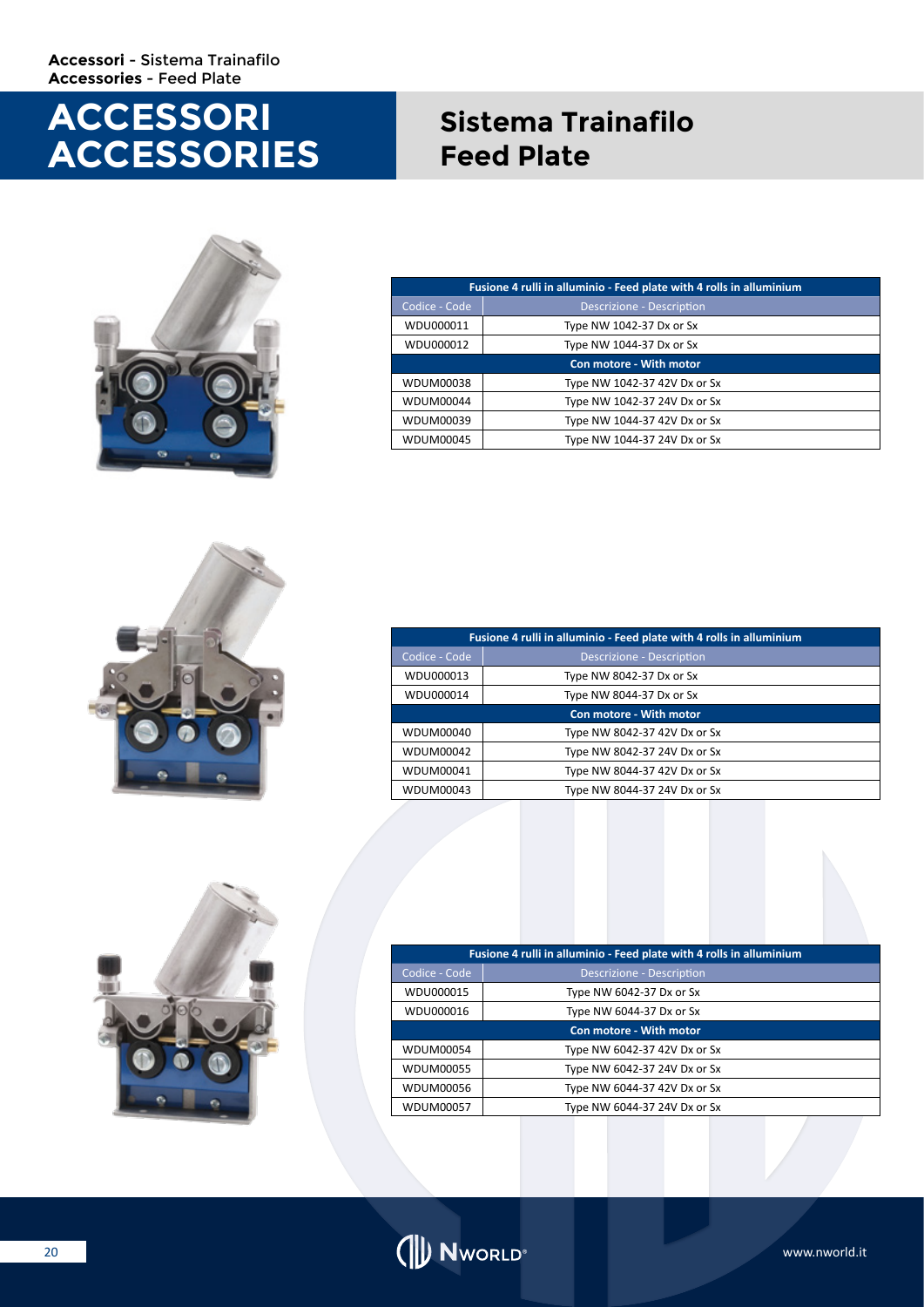# ACCESSORI ACCESSORIES

## Sistema Trainafilo Feed Plate

| Codice - Code | Descrizione - Description |
|---|---|
| **Fusione 4 rulli in alluminio - Feed plate with 4 rolls in alluminium** | |
| WDU000011 | Type NW 1042-37 Dx or Sx |
| WDU000012 | Type NW 1044-37 Dx or Sx |
| **Con motore - With motor** | |
| WDUM00038 | Type NW 1042-37 42V Dx or Sx |
| WDUM00044 | Type NW 1042-37 24V Dx or Sx |
| WDUM00039 | Type NW 1044-37 42V Dx or Sx |
| WDUM00045 | Type NW 1044-37 24V Dx or Sx |

| Codice - Code | Descrizione - Description |
|---|---|
| **Fusione 4 rulli in alluminio - Feed plate with 4 rolls in alluminium** | |
| WDU000013 | Type NW 8042-37 Dx or Sx |
| WDU000014 | Type NW 8044-37 Dx or Sx |
| **Con motore - With motor** | |
| WDUM00040 | Type NW 8042-37 42V Dx or Sx |
| WDUM00042 | Type NW 8042-37 24V Dx or Sx |
| WDUM00041 | Type NW 8044-37 42V Dx or Sx |
| WDUM00043 | Type NW 8044-37 24V Dx or Sx |

| Codice - Code | Descrizione - Description |
|---|---|
| **Fusione 4 rulli in alluminio - Feed plate with 4 rolls in alluminium** | |
| WDU000015 | Type NW 6042-37 Dx or Sx |
| WDU000016 | Type NW 6044-37 Dx or Sx |
| **Con motore - With motor** | |
| WDUM00054 | Type NW 6042-37 42V Dx or Sx |
| WDUM00055 | Type NW 6042-37 24V Dx or Sx |
| WDUM00056 | Type NW 6044-37 42V Dx or Sx |
| WDUM00057 | Type NW 6044-37 24V Dx or Sx |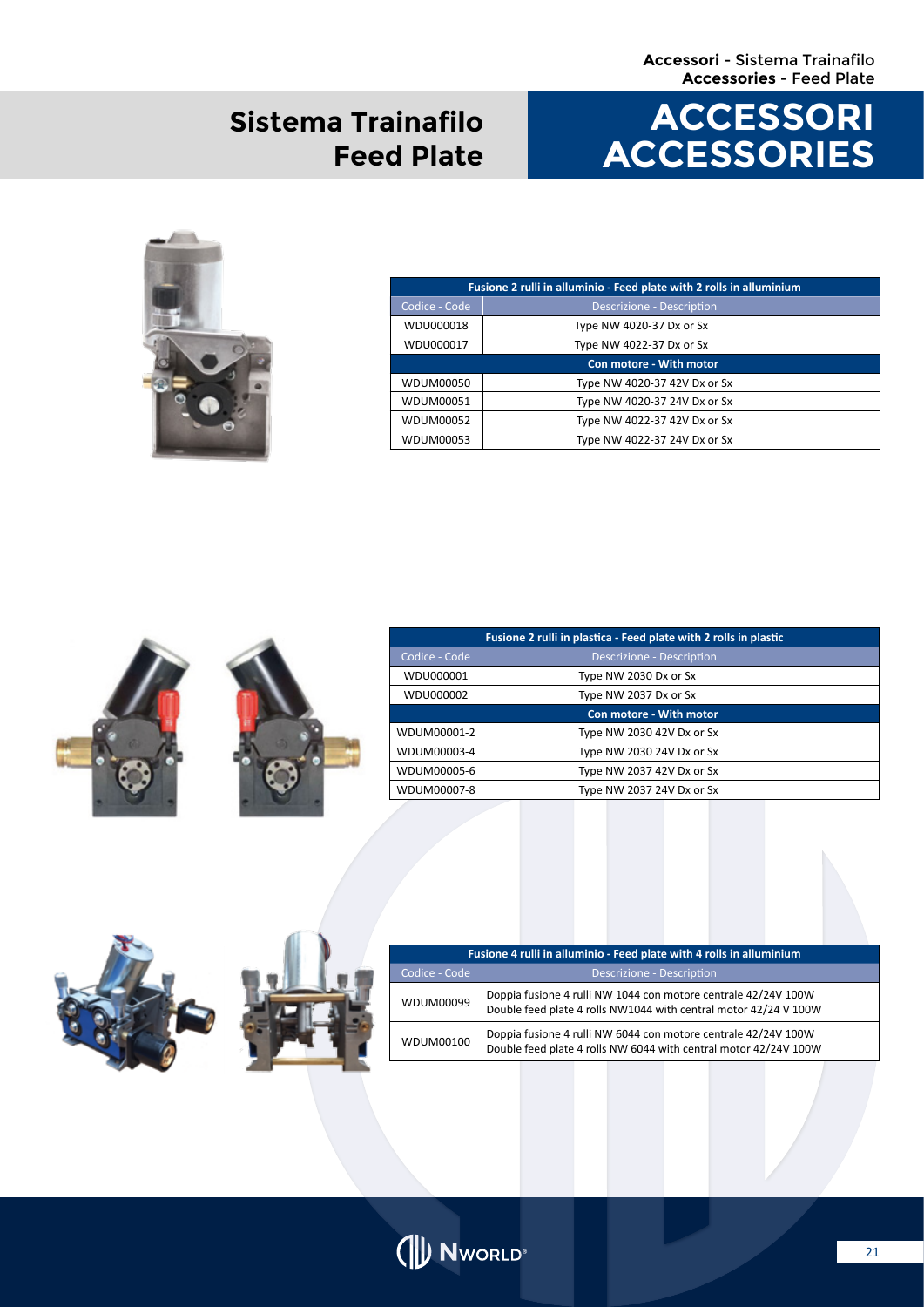# Sistema Trainafilo Feed Plate

# ACCESSORI ACCESSORIES

| Fusione 2 rulli in alluminio - Feed plate with 2 rolls in alluminium | |
|---|---|
| Codice - Code | Descrizione - Description |
| WDU000018 | Type NW 4020-37 Dx or Sx |
| WDU000017 | Type NW 4022-37 Dx or Sx |
| Con motore - With motor | |
| WDUM00050 | Type NW 4020-37 42V Dx or Sx |
| WDUM00051 | Type NW 4020-37 24V Dx or Sx |
| WDUM00052 | Type NW 4022-37 42V Dx or Sx |
| WDUM00053 | Type NW 4022-37 24V Dx or Sx |

| Fusione 2 rulli in plastica - Feed plate with 2 rolls in plastic | |
|---|---|
| Codice - Code | Descrizione - Description |
| WDU000001 | Type NW 2030 Dx or Sx |
| WDU000002 | Type NW 2037 Dx or Sx |
| Con motore - With motor | |
| WDUM00001-2 | Type NW 2030 42V Dx or Sx |
| WDUM00003-4 | Type NW 2030 24V Dx or Sx |
| WDUM00005-6 | Type NW 2037 42V Dx or Sx |
| WDUM00007-8 | Type NW 2037 24V Dx or Sx |

| Fusione 4 rulli in alluminio - Feed plate with 4 rolls in alluminium | |
|---|---|
| Codice - Code | Descrizione - Description |
| WDUM00099 | Doppia fusione 4 rulli NW 1044 con motore centrale 42/24V 100W<br>Double feed plate 4 rolls NW1044 with central motor 42/24 V 100W |
| WDUM00100 | Doppia fusione 4 rulli NW 6044 con motore centrale 42/24V 100W<br>Double feed plate 4 rolls NW 6044 with central motor 42/24V 100W |